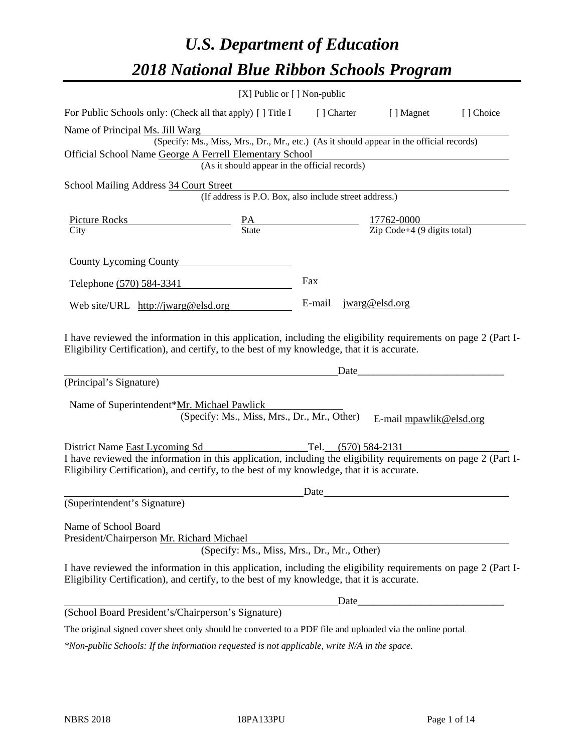# *U.S. Department of Education*
# *2018 National Blue Ribbon Schools Program*

[X] Public or [ ] Non-public

For Public Schools only: (Check all that apply) [ ] Title I [ ] Charter [ ] Magnet [ ] Choice

Name of Principal Ms. Jill Warg
(Specify: Ms., Miss, Mrs., Dr., Mr., etc.) (As it should appear in the official records)

Official School Name George A Ferrell Elementary School
(As it should appear in the official records)

School Mailing Address 34 Court Street
(If address is P.O. Box, also include street address.)

| Picture Rocks | PA | 17762-0000 |
|---|---|---|
| City | State | Zip Code+4 (9 digits total) |

County Lycoming County

Telephone (570) 584-3341 Fax

Web site/URL http://jwarg@elsd.org E-mail jwarg@elsd.org

I have reviewed the information in this application, including the eligibility requirements on page 2 (Part I-Eligibility Certification), and certify, to the best of my knowledge, that it is accurate.

_______________________________________ Date_______________________

(Principal's Signature)

Name of Superintendent*Mr. Michael Pawlick
(Specify: Ms., Miss, Mrs., Dr., Mr., Other) E-mail mpawlik@elsd.org

District Name East Lycoming Sd Tel. (570) 584-2131

I have reviewed the information in this application, including the eligibility requirements on page 2 (Part I-Eligibility Certification), and certify, to the best of my knowledge, that it is accurate.

_______________________________________ Date_______________________

(Superintendent's Signature)

Name of School Board
President/Chairperson Mr. Richard Michael
(Specify: Ms., Miss, Mrs., Dr., Mr., Other)

I have reviewed the information in this application, including the eligibility requirements on page 2 (Part I-Eligibility Certification), and certify, to the best of my knowledge, that it is accurate.

_______________________________________ Date_______________________

(School Board President's/Chairperson's Signature)

The original signed cover sheet only should be converted to a PDF file and uploaded via the online portal.

*\*Non-public Schools: If the information requested is not applicable, write N/A in the space.*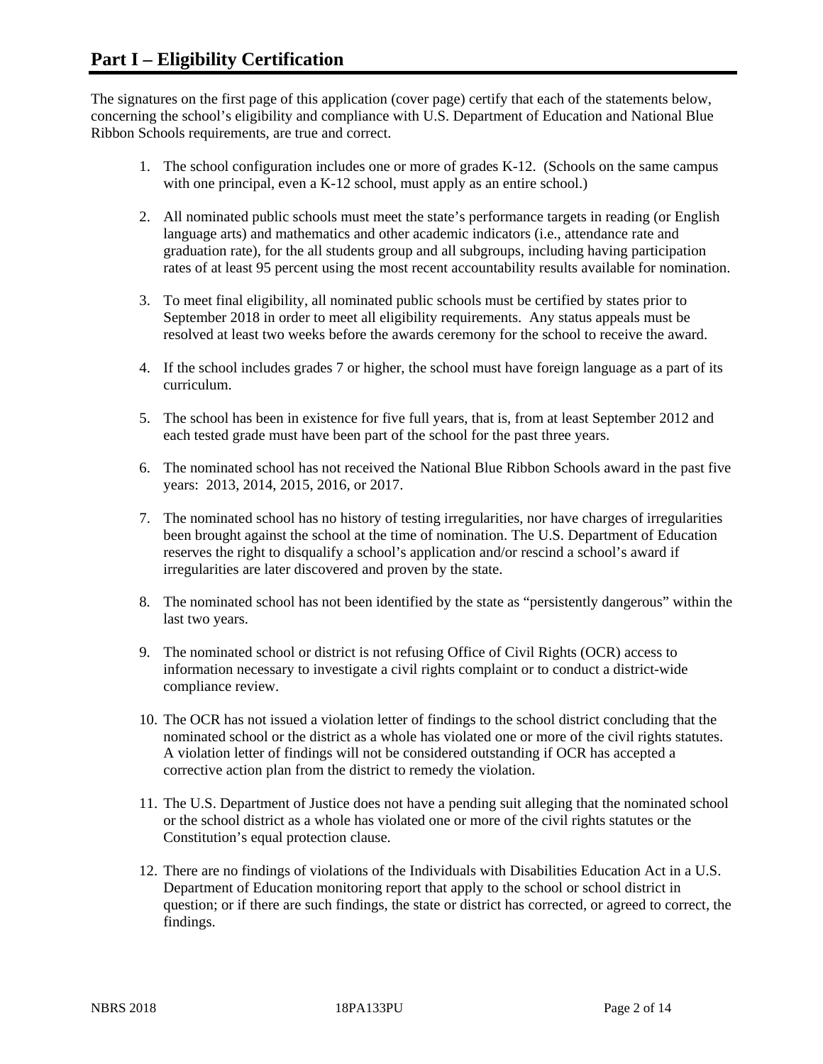## Part I – Eligibility Certification

The signatures on the first page of this application (cover page) certify that each of the statements below, concerning the school's eligibility and compliance with U.S. Department of Education and National Blue Ribbon Schools requirements, are true and correct.

1. The school configuration includes one or more of grades K-12. (Schools on the same campus with one principal, even a K-12 school, must apply as an entire school.)
2. All nominated public schools must meet the state's performance targets in reading (or English language arts) and mathematics and other academic indicators (i.e., attendance rate and graduation rate), for the all students group and all subgroups, including having participation rates of at least 95 percent using the most recent accountability results available for nomination.
3. To meet final eligibility, all nominated public schools must be certified by states prior to September 2018 in order to meet all eligibility requirements. Any status appeals must be resolved at least two weeks before the awards ceremony for the school to receive the award.
4. If the school includes grades 7 or higher, the school must have foreign language as a part of its curriculum.
5. The school has been in existence for five full years, that is, from at least September 2012 and each tested grade must have been part of the school for the past three years.
6. The nominated school has not received the National Blue Ribbon Schools award in the past five years: 2013, 2014, 2015, 2016, or 2017.
7. The nominated school has no history of testing irregularities, nor have charges of irregularities been brought against the school at the time of nomination. The U.S. Department of Education reserves the right to disqualify a school's application and/or rescind a school's award if irregularities are later discovered and proven by the state.
8. The nominated school has not been identified by the state as "persistently dangerous" within the last two years.
9. The nominated school or district is not refusing Office of Civil Rights (OCR) access to information necessary to investigate a civil rights complaint or to conduct a district-wide compliance review.
10. The OCR has not issued a violation letter of findings to the school district concluding that the nominated school or the district as a whole has violated one or more of the civil rights statutes. A violation letter of findings will not be considered outstanding if OCR has accepted a corrective action plan from the district to remedy the violation.
11. The U.S. Department of Justice does not have a pending suit alleging that the nominated school or the school district as a whole has violated one or more of the civil rights statutes or the Constitution's equal protection clause.
12. There are no findings of violations of the Individuals with Disabilities Education Act in a U.S. Department of Education monitoring report that apply to the school or school district in question; or if there are such findings, the state or district has corrected, or agreed to correct, the findings.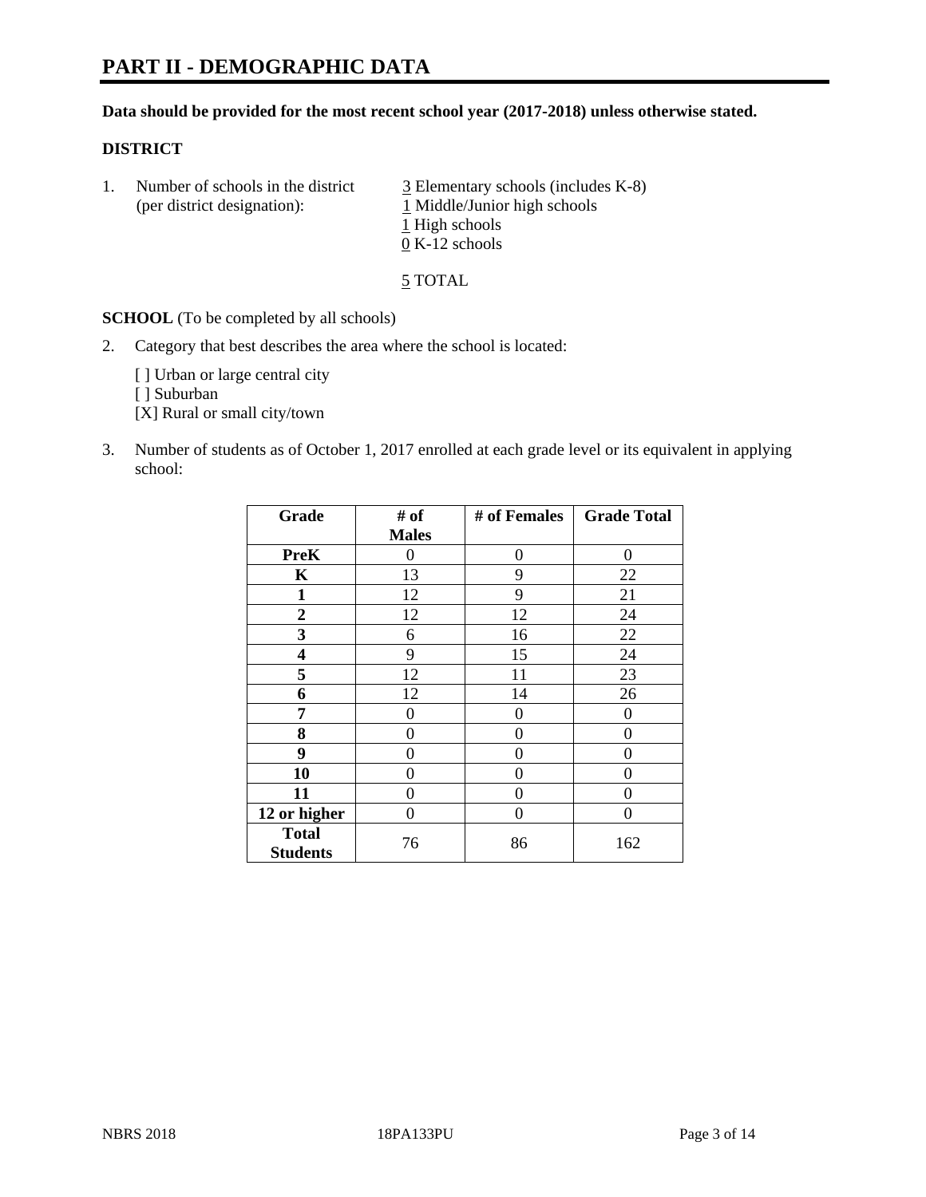# PART II - DEMOGRAPHIC DATA

**Data should be provided for the most recent school year (2017-2018) unless otherwise stated.**

## DISTRICT

1. Number of schools in the district (per district designation):
   - 3 Elementary schools (includes K-8)
   - 1 Middle/Junior high schools
   - 1 High schools
   - 0 K-12 schools

   5 TOTAL

**SCHOOL** (To be completed by all schools)

2. Category that best describes the area where the school is located:

   [ ] Urban or large central city
   [ ] Suburban
   [X] Rural or small city/town

3. Number of students as of October 1, 2017 enrolled at each grade level or its equivalent in applying school:

| Grade | # of Males | # of Females | Grade Total |
|---|---|---|---|
| **PreK** | 0 | 0 | 0 |
| **K** | 13 | 9 | 22 |
| **1** | 12 | 9 | 21 |
| **2** | 12 | 12 | 24 |
| **3** | 6 | 16 | 22 |
| **4** | 9 | 15 | 24 |
| **5** | 12 | 11 | 23 |
| **6** | 12 | 14 | 26 |
| **7** | 0 | 0 | 0 |
| **8** | 0 | 0 | 0 |
| **9** | 0 | 0 | 0 |
| **10** | 0 | 0 | 0 |
| **11** | 0 | 0 | 0 |
| **12 or higher** | 0 | 0 | 0 |
| **Total Students** | 76 | 86 | 162 |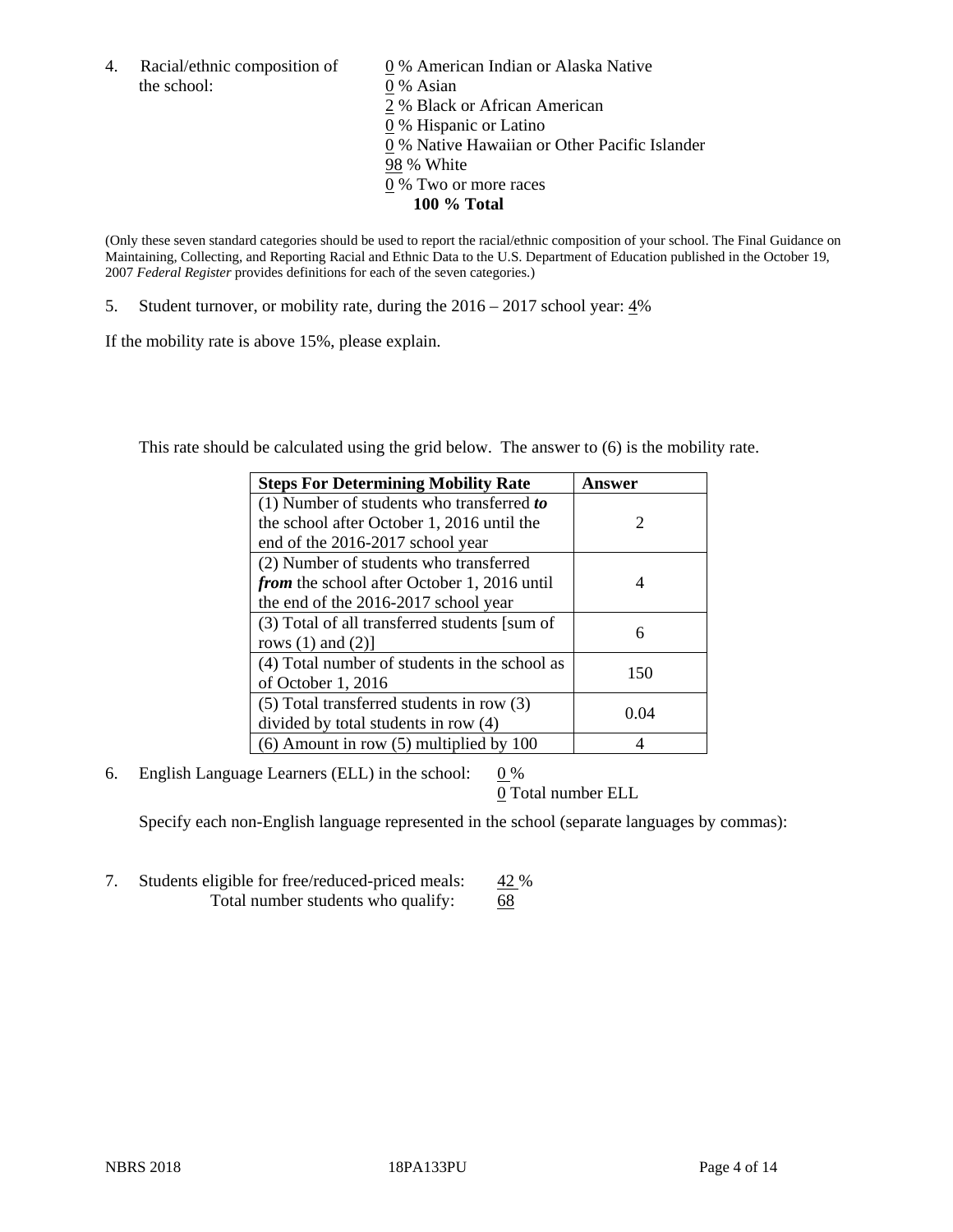4. Racial/ethnic composition of the school:

0 % American Indian or Alaska Native
0 % Asian
2 % Black or African American
0 % Hispanic or Latino
0 % Native Hawaiian or Other Pacific Islander
98 % White
0 % Two or more races
**100 % Total**

(Only these seven standard categories should be used to report the racial/ethnic composition of your school. The Final Guidance on Maintaining, Collecting, and Reporting Racial and Ethnic Data to the U.S. Department of Education published in the October 19, 2007 *Federal Register* provides definitions for each of the seven categories.)

5. Student turnover, or mobility rate, during the 2016 – 2017 school year: 4%

If the mobility rate is above 15%, please explain.

This rate should be calculated using the grid below. The answer to (6) is the mobility rate.

| **Steps For Determining Mobility Rate** | **Answer** |
| --- | --- |
| (1) Number of students who transferred ***to*** the school after October 1, 2016 until the end of the 2016-2017 school year | 2 |
| (2) Number of students who transferred ***from*** the school after October 1, 2016 until the end of the 2016-2017 school year | 4 |
| (3) Total of all transferred students [sum of rows (1) and (2)] | 6 |
| (4) Total number of students in the school as of October 1, 2016 | 150 |
| (5) Total transferred students in row (3) divided by total students in row (4) | 0.04 |
| (6) Amount in row (5) multiplied by 100 | 4 |

6. English Language Learners (ELL) in the school: 0 %
0 Total number ELL

Specify each non-English language represented in the school (separate languages by commas):

7. Students eligible for free/reduced-priced meals: 42 %
Total number students who qualify: 68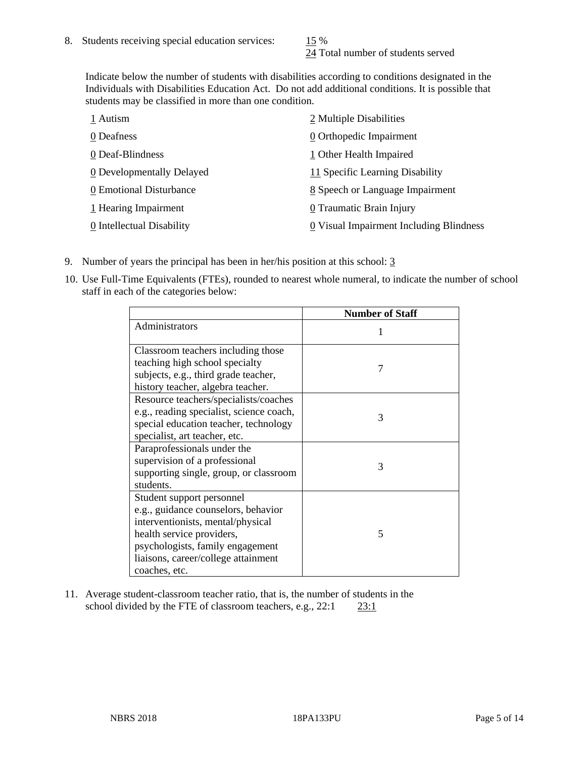8. Students receiving special education services: 15 %
   24 Total number of students served

   Indicate below the number of students with disabilities according to conditions designated in the Individuals with Disabilities Education Act. Do not add additional conditions. It is possible that students may be classified in more than one condition.

   1 Autism
   0 Deafness
   0 Deaf-Blindness
   0 Developmentally Delayed
   0 Emotional Disturbance
   1 Hearing Impairment
   0 Intellectual Disability
   2 Multiple Disabilities
   0 Orthopedic Impairment
   1 Other Health Impaired
   11 Specific Learning Disability
   8 Speech or Language Impairment
   0 Traumatic Brain Injury
   0 Visual Impairment Including Blindness

9. Number of years the principal has been in her/his position at this school: 3

10. Use Full-Time Equivalents (FTEs), rounded to nearest whole numeral, to indicate the number of school staff in each of the categories below:

| | Number of Staff |
|---|---|
| Administrators | 1 |
| Classroom teachers including those teaching high school specialty subjects, e.g., third grade teacher, history teacher, algebra teacher. | 7 |
| Resource teachers/specialists/coaches e.g., reading specialist, science coach, special education teacher, technology specialist, art teacher, etc. | 3 |
| Paraprofessionals under the supervision of a professional supporting single, group, or classroom students. | 3 |
| Student support personnel e.g., guidance counselors, behavior interventionists, mental/physical health service providers, psychologists, family engagement liaisons, career/college attainment coaches, etc. | 5 |

11. Average student-classroom teacher ratio, that is, the number of students in the school divided by the FTE of classroom teachers, e.g., 22:1 23:1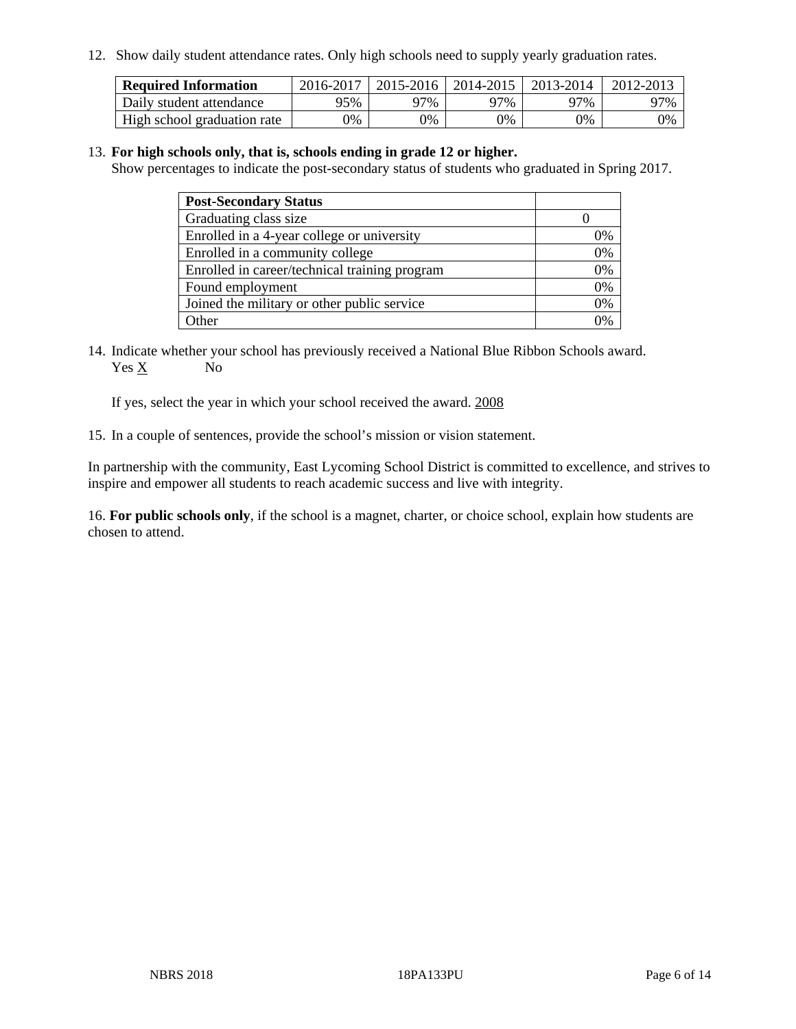12. Show daily student attendance rates. Only high schools need to supply yearly graduation rates.

| Required Information | 2016-2017 | 2015-2016 | 2014-2015 | 2013-2014 | 2012-2013 |
|---|---|---|---|---|---|
| Daily student attendance | 95% | 97% | 97% | 97% | 97% |
| High school graduation rate | 0% | 0% | 0% | 0% | 0% |

13. **For high schools only, that is, schools ending in grade 12 or higher.**
Show percentages to indicate the post-secondary status of students who graduated in Spring 2017.

| Post-Secondary Status | |
|---|---|
| Graduating class size | 0 |
| Enrolled in a 4-year college or university | 0% |
| Enrolled in a community college | 0% |
| Enrolled in career/technical training program | 0% |
| Found employment | 0% |
| Joined the military or other public service | 0% |
| Other | 0% |

14. Indicate whether your school has previously received a National Blue Ribbon Schools award.
Yes X No

If yes, select the year in which your school received the award. 2008

15. In a couple of sentences, provide the school's mission or vision statement.

In partnership with the community, East Lycoming School District is committed to excellence, and strives to inspire and empower all students to reach academic success and live with integrity.

16. **For public schools only**, if the school is a magnet, charter, or choice school, explain how students are chosen to attend.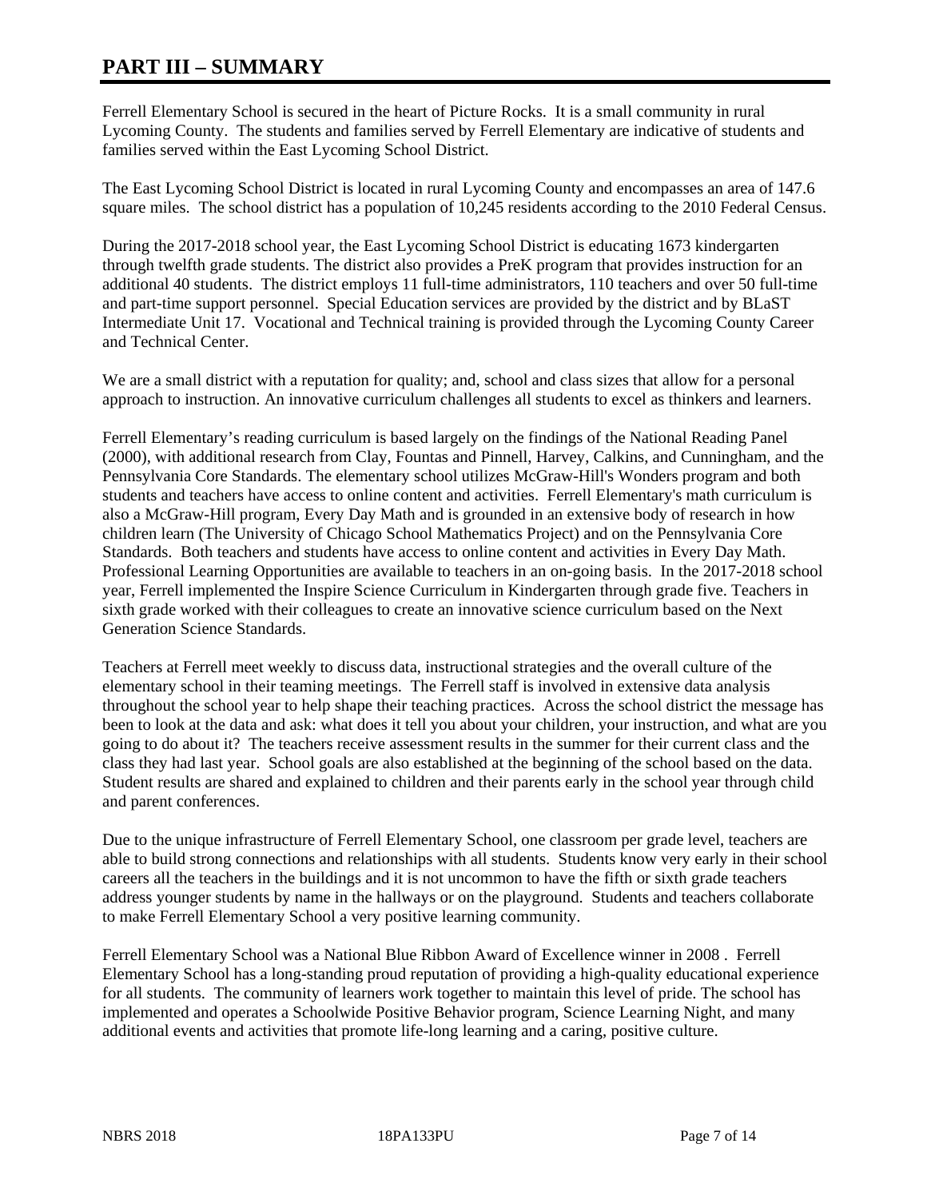# PART III – SUMMARY

Ferrell Elementary School is secured in the heart of Picture Rocks. It is a small community in rural Lycoming County. The students and families served by Ferrell Elementary are indicative of students and families served within the East Lycoming School District.

The East Lycoming School District is located in rural Lycoming County and encompasses an area of 147.6 square miles. The school district has a population of 10,245 residents according to the 2010 Federal Census.

During the 2017-2018 school year, the East Lycoming School District is educating 1673 kindergarten through twelfth grade students. The district also provides a PreK program that provides instruction for an additional 40 students. The district employs 11 full-time administrators, 110 teachers and over 50 full-time and part-time support personnel. Special Education services are provided by the district and by BLaST Intermediate Unit 17. Vocational and Technical training is provided through the Lycoming County Career and Technical Center.

We are a small district with a reputation for quality; and, school and class sizes that allow for a personal approach to instruction. An innovative curriculum challenges all students to excel as thinkers and learners.

Ferrell Elementary's reading curriculum is based largely on the findings of the National Reading Panel (2000), with additional research from Clay, Fountas and Pinnell, Harvey, Calkins, and Cunningham, and the Pennsylvania Core Standards. The elementary school utilizes McGraw-Hill's Wonders program and both students and teachers have access to online content and activities. Ferrell Elementary's math curriculum is also a McGraw-Hill program, Every Day Math and is grounded in an extensive body of research in how children learn (The University of Chicago School Mathematics Project) and on the Pennsylvania Core Standards. Both teachers and students have access to online content and activities in Every Day Math. Professional Learning Opportunities are available to teachers in an on-going basis. In the 2017-2018 school year, Ferrell implemented the Inspire Science Curriculum in Kindergarten through grade five. Teachers in sixth grade worked with their colleagues to create an innovative science curriculum based on the Next Generation Science Standards.

Teachers at Ferrell meet weekly to discuss data, instructional strategies and the overall culture of the elementary school in their teaming meetings. The Ferrell staff is involved in extensive data analysis throughout the school year to help shape their teaching practices. Across the school district the message has been to look at the data and ask: what does it tell you about your children, your instruction, and what are you going to do about it? The teachers receive assessment results in the summer for their current class and the class they had last year. School goals are also established at the beginning of the school based on the data. Student results are shared and explained to children and their parents early in the school year through child and parent conferences.

Due to the unique infrastructure of Ferrell Elementary School, one classroom per grade level, teachers are able to build strong connections and relationships with all students. Students know very early in their school careers all the teachers in the buildings and it is not uncommon to have the fifth or sixth grade teachers address younger students by name in the hallways or on the playground. Students and teachers collaborate to make Ferrell Elementary School a very positive learning community.

Ferrell Elementary School was a National Blue Ribbon Award of Excellence winner in 2008 . Ferrell Elementary School has a long-standing proud reputation of providing a high-quality educational experience for all students. The community of learners work together to maintain this level of pride. The school has implemented and operates a Schoolwide Positive Behavior program, Science Learning Night, and many additional events and activities that promote life-long learning and a caring, positive culture.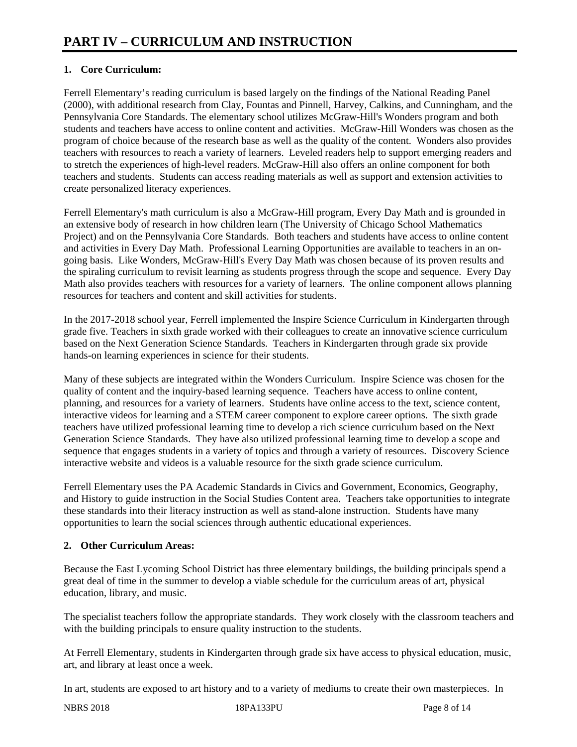# PART IV – CURRICULUM AND INSTRUCTION

**1. Core Curriculum:**

Ferrell Elementary's reading curriculum is based largely on the findings of the National Reading Panel (2000), with additional research from Clay, Fountas and Pinnell, Harvey, Calkins, and Cunningham, and the Pennsylvania Core Standards. The elementary school utilizes McGraw-Hill's Wonders program and both students and teachers have access to online content and activities. McGraw-Hill Wonders was chosen as the program of choice because of the research base as well as the quality of the content. Wonders also provides teachers with resources to reach a variety of learners. Leveled readers help to support emerging readers and to stretch the experiences of high-level readers. McGraw-Hill also offers an online component for both teachers and students. Students can access reading materials as well as support and extension activities to create personalized literacy experiences.

Ferrell Elementary's math curriculum is also a McGraw-Hill program, Every Day Math and is grounded in an extensive body of research in how children learn (The University of Chicago School Mathematics Project) and on the Pennsylvania Core Standards. Both teachers and students have access to online content and activities in Every Day Math. Professional Learning Opportunities are available to teachers in an on-going basis. Like Wonders, McGraw-Hill's Every Day Math was chosen because of its proven results and the spiraling curriculum to revisit learning as students progress through the scope and sequence. Every Day Math also provides teachers with resources for a variety of learners. The online component allows planning resources for teachers and content and skill activities for students.

In the 2017-2018 school year, Ferrell implemented the Inspire Science Curriculum in Kindergarten through grade five. Teachers in sixth grade worked with their colleagues to create an innovative science curriculum based on the Next Generation Science Standards. Teachers in Kindergarten through grade six provide hands-on learning experiences in science for their students.

Many of these subjects are integrated within the Wonders Curriculum. Inspire Science was chosen for the quality of content and the inquiry-based learning sequence. Teachers have access to online content, planning, and resources for a variety of learners. Students have online access to the text, science content, interactive videos for learning and a STEM career component to explore career options. The sixth grade teachers have utilized professional learning time to develop a rich science curriculum based on the Next Generation Science Standards. They have also utilized professional learning time to develop a scope and sequence that engages students in a variety of topics and through a variety of resources. Discovery Science interactive website and videos is a valuable resource for the sixth grade science curriculum.

Ferrell Elementary uses the PA Academic Standards in Civics and Government, Economics, Geography, and History to guide instruction in the Social Studies Content area. Teachers take opportunities to integrate these standards into their literacy instruction as well as stand-alone instruction. Students have many opportunities to learn the social sciences through authentic educational experiences.

**2. Other Curriculum Areas:**

Because the East Lycoming School District has three elementary buildings, the building principals spend a great deal of time in the summer to develop a viable schedule for the curriculum areas of art, physical education, library, and music.

The specialist teachers follow the appropriate standards. They work closely with the classroom teachers and with the building principals to ensure quality instruction to the students.

At Ferrell Elementary, students in Kindergarten through grade six have access to physical education, music, art, and library at least once a week.

In art, students are exposed to art history and to a variety of mediums to create their own masterpieces. In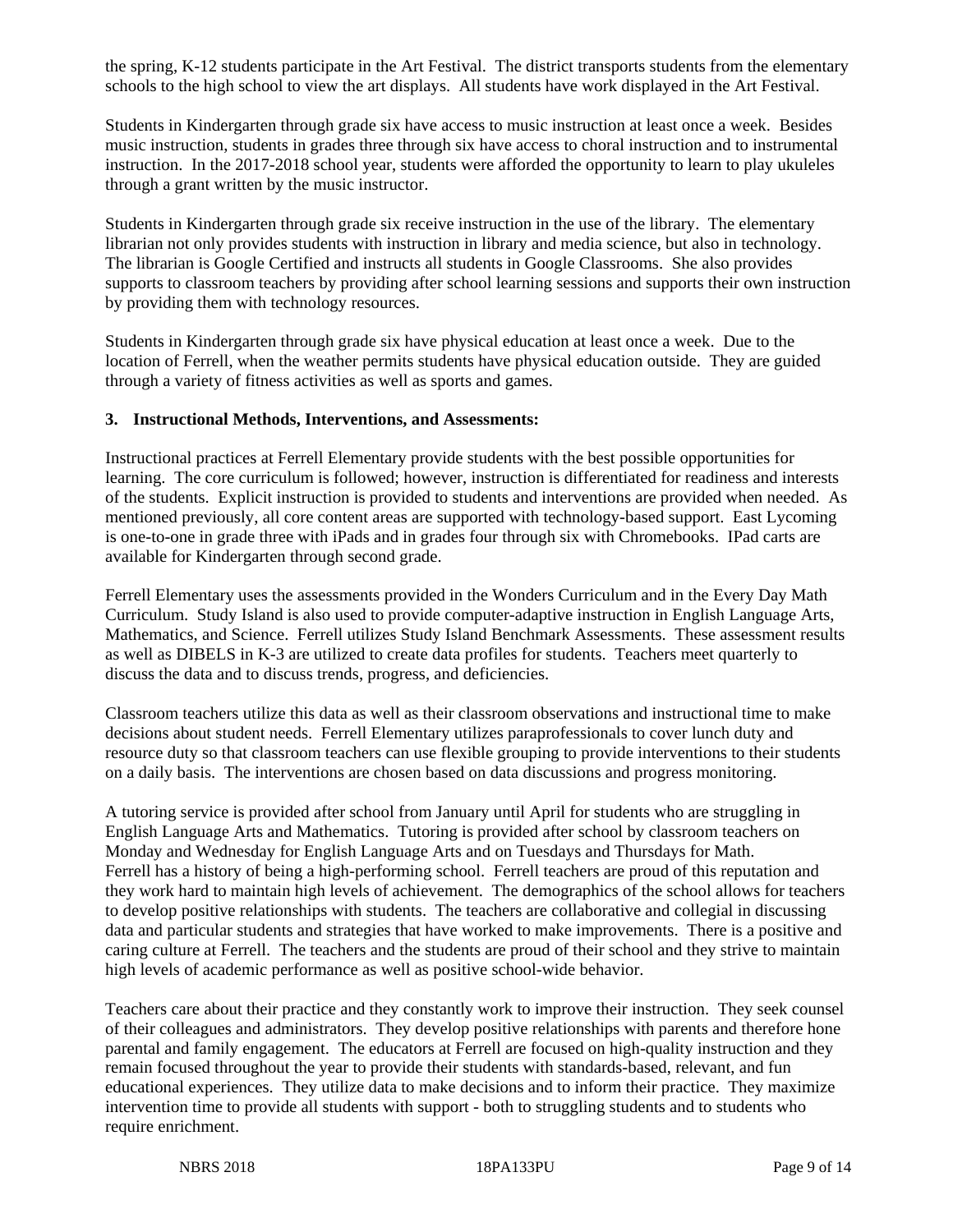the spring, K-12 students participate in the Art Festival. The district transports students from the elementary schools to the high school to view the art displays. All students have work displayed in the Art Festival.

Students in Kindergarten through grade six have access to music instruction at least once a week. Besides music instruction, students in grades three through six have access to choral instruction and to instrumental instruction. In the 2017-2018 school year, students were afforded the opportunity to learn to play ukuleles through a grant written by the music instructor.

Students in Kindergarten through grade six receive instruction in the use of the library. The elementary librarian not only provides students with instruction in library and media science, but also in technology. The librarian is Google Certified and instructs all students in Google Classrooms. She also provides supports to classroom teachers by providing after school learning sessions and supports their own instruction by providing them with technology resources.

Students in Kindergarten through grade six have physical education at least once a week. Due to the location of Ferrell, when the weather permits students have physical education outside. They are guided through a variety of fitness activities as well as sports and games.

**3. Instructional Methods, Interventions, and Assessments:**

Instructional practices at Ferrell Elementary provide students with the best possible opportunities for learning. The core curriculum is followed; however, instruction is differentiated for readiness and interests of the students. Explicit instruction is provided to students and interventions are provided when needed. As mentioned previously, all core content areas are supported with technology-based support. East Lycoming is one-to-one in grade three with iPads and in grades four through six with Chromebooks. IPad carts are available for Kindergarten through second grade.

Ferrell Elementary uses the assessments provided in the Wonders Curriculum and in the Every Day Math Curriculum. Study Island is also used to provide computer-adaptive instruction in English Language Arts, Mathematics, and Science. Ferrell utilizes Study Island Benchmark Assessments. These assessment results as well as DIBELS in K-3 are utilized to create data profiles for students. Teachers meet quarterly to discuss the data and to discuss trends, progress, and deficiencies.

Classroom teachers utilize this data as well as their classroom observations and instructional time to make decisions about student needs. Ferrell Elementary utilizes paraprofessionals to cover lunch duty and resource duty so that classroom teachers can use flexible grouping to provide interventions to their students on a daily basis. The interventions are chosen based on data discussions and progress monitoring.

A tutoring service is provided after school from January until April for students who are struggling in English Language Arts and Mathematics. Tutoring is provided after school by classroom teachers on Monday and Wednesday for English Language Arts and on Tuesdays and Thursdays for Math.
Ferrell has a history of being a high-performing school. Ferrell teachers are proud of this reputation and they work hard to maintain high levels of achievement. The demographics of the school allows for teachers to develop positive relationships with students. The teachers are collaborative and collegial in discussing data and particular students and strategies that have worked to make improvements. There is a positive and caring culture at Ferrell. The teachers and the students are proud of their school and they strive to maintain high levels of academic performance as well as positive school-wide behavior.

Teachers care about their practice and they constantly work to improve their instruction. They seek counsel of their colleagues and administrators. They develop positive relationships with parents and therefore hone parental and family engagement. The educators at Ferrell are focused on high-quality instruction and they remain focused throughout the year to provide their students with standards-based, relevant, and fun educational experiences. They utilize data to make decisions and to inform their practice. They maximize intervention time to provide all students with support - both to struggling students and to students who require enrichment.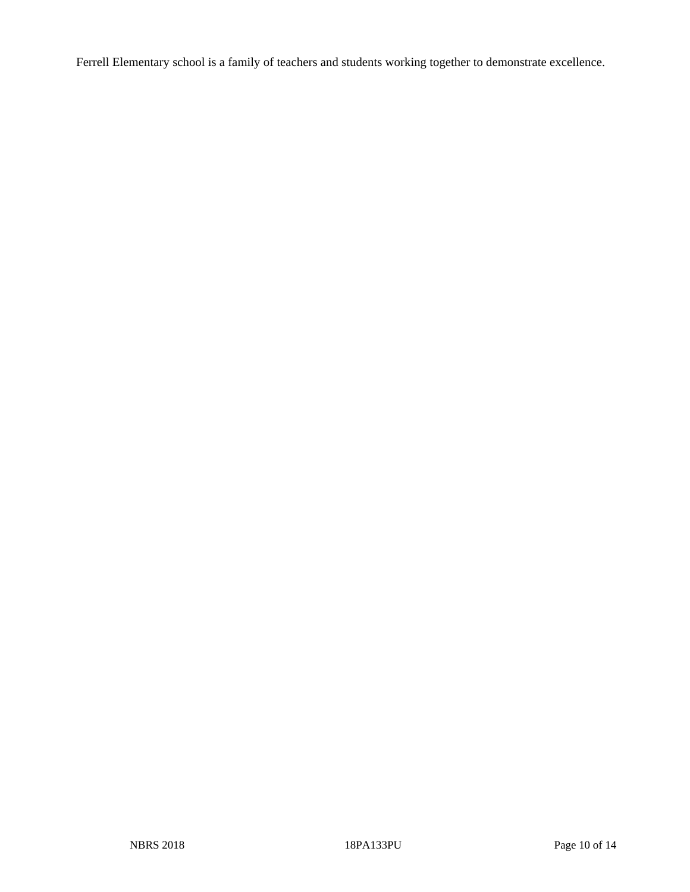Ferrell Elementary school is a family of teachers and students working together to demonstrate excellence.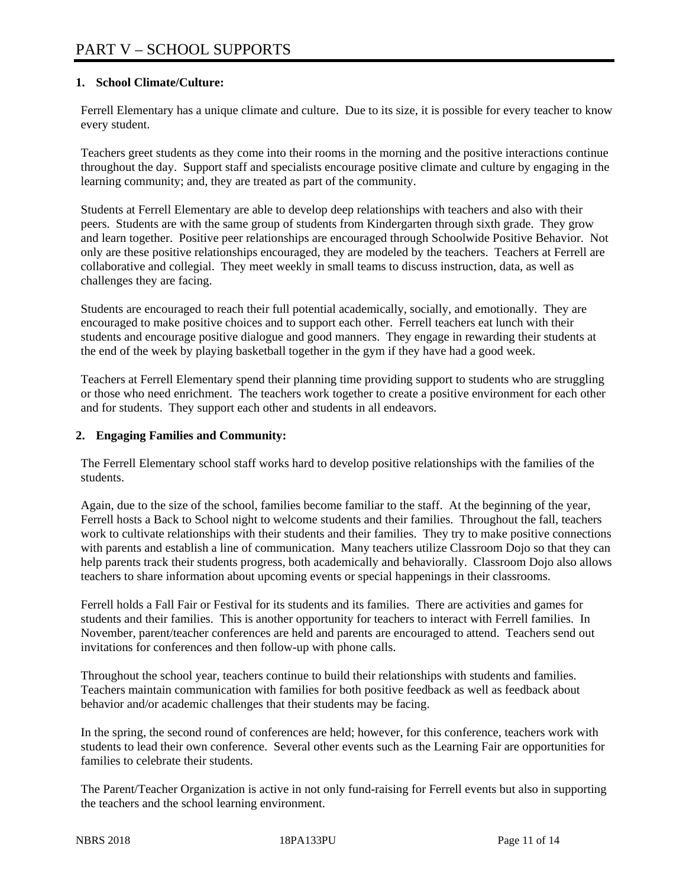# PART V – SCHOOL SUPPORTS

## 1. School Climate/Culture:

Ferrell Elementary has a unique climate and culture. Due to its size, it is possible for every teacher to know every student.

Teachers greet students as they come into their rooms in the morning and the positive interactions continue throughout the day. Support staff and specialists encourage positive climate and culture by engaging in the learning community; and, they are treated as part of the community.

Students at Ferrell Elementary are able to develop deep relationships with teachers and also with their peers. Students are with the same group of students from Kindergarten through sixth grade. They grow and learn together. Positive peer relationships are encouraged through Schoolwide Positive Behavior. Not only are these positive relationships encouraged, they are modeled by the teachers. Teachers at Ferrell are collaborative and collegial. They meet weekly in small teams to discuss instruction, data, as well as challenges they are facing.

Students are encouraged to reach their full potential academically, socially, and emotionally. They are encouraged to make positive choices and to support each other. Ferrell teachers eat lunch with their students and encourage positive dialogue and good manners. They engage in rewarding their students at the end of the week by playing basketball together in the gym if they have had a good week.

Teachers at Ferrell Elementary spend their planning time providing support to students who are struggling or those who need enrichment. The teachers work together to create a positive environment for each other and for students. They support each other and students in all endeavors.

## 2. Engaging Families and Community:

The Ferrell Elementary school staff works hard to develop positive relationships with the families of the students.

Again, due to the size of the school, families become familiar to the staff. At the beginning of the year, Ferrell hosts a Back to School night to welcome students and their families. Throughout the fall, teachers work to cultivate relationships with their students and their families. They try to make positive connections with parents and establish a line of communication. Many teachers utilize Classroom Dojo so that they can help parents track their students progress, both academically and behaviorally. Classroom Dojo also allows teachers to share information about upcoming events or special happenings in their classrooms.

Ferrell holds a Fall Fair or Festival for its students and its families. There are activities and games for students and their families. This is another opportunity for teachers to interact with Ferrell families. In November, parent/teacher conferences are held and parents are encouraged to attend. Teachers send out invitations for conferences and then follow-up with phone calls.

Throughout the school year, teachers continue to build their relationships with students and families. Teachers maintain communication with families for both positive feedback as well as feedback about behavior and/or academic challenges that their students may be facing.

In the spring, the second round of conferences are held; however, for this conference, teachers work with students to lead their own conference. Several other events such as the Learning Fair are opportunities for families to celebrate their students.

The Parent/Teacher Organization is active in not only fund-raising for Ferrell events but also in supporting the teachers and the school learning environment.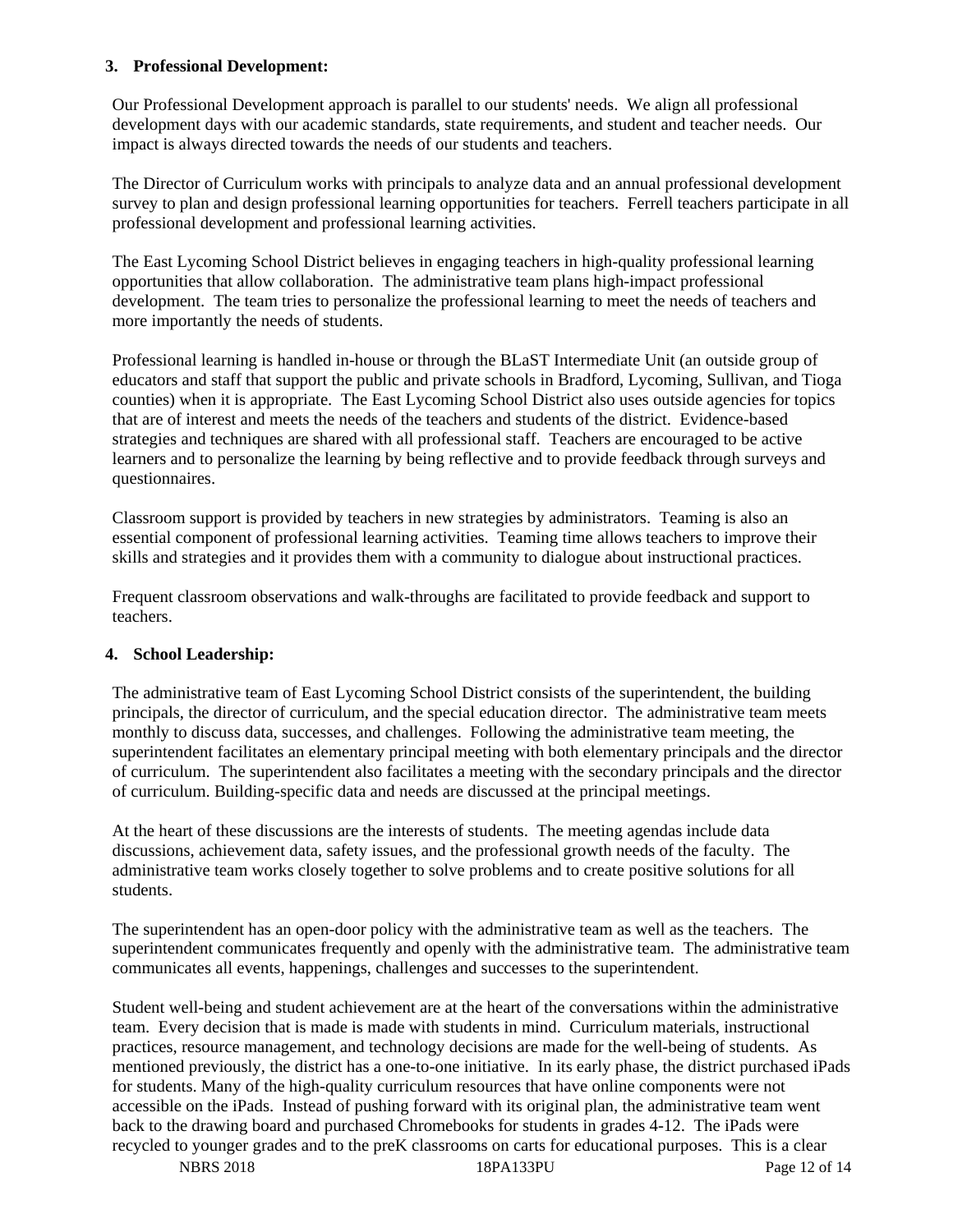**3. Professional Development:**

Our Professional Development approach is parallel to our students' needs. We align all professional development days with our academic standards, state requirements, and student and teacher needs. Our impact is always directed towards the needs of our students and teachers.

The Director of Curriculum works with principals to analyze data and an annual professional development survey to plan and design professional learning opportunities for teachers. Ferrell teachers participate in all professional development and professional learning activities.

The East Lycoming School District believes in engaging teachers in high-quality professional learning opportunities that allow collaboration. The administrative team plans high-impact professional development. The team tries to personalize the professional learning to meet the needs of teachers and more importantly the needs of students.

Professional learning is handled in-house or through the BLaST Intermediate Unit (an outside group of educators and staff that support the public and private schools in Bradford, Lycoming, Sullivan, and Tioga counties) when it is appropriate. The East Lycoming School District also uses outside agencies for topics that are of interest and meets the needs of the teachers and students of the district. Evidence-based strategies and techniques are shared with all professional staff. Teachers are encouraged to be active learners and to personalize the learning by being reflective and to provide feedback through surveys and questionnaires.

Classroom support is provided by teachers in new strategies by administrators. Teaming is also an essential component of professional learning activities. Teaming time allows teachers to improve their skills and strategies and it provides them with a community to dialogue about instructional practices.

Frequent classroom observations and walk-throughs are facilitated to provide feedback and support to teachers.

**4. School Leadership:**

The administrative team of East Lycoming School District consists of the superintendent, the building principals, the director of curriculum, and the special education director. The administrative team meets monthly to discuss data, successes, and challenges. Following the administrative team meeting, the superintendent facilitates an elementary principal meeting with both elementary principals and the director of curriculum. The superintendent also facilitates a meeting with the secondary principals and the director of curriculum. Building-specific data and needs are discussed at the principal meetings.

At the heart of these discussions are the interests of students. The meeting agendas include data discussions, achievement data, safety issues, and the professional growth needs of the faculty. The administrative team works closely together to solve problems and to create positive solutions for all students.

The superintendent has an open-door policy with the administrative team as well as the teachers. The superintendent communicates frequently and openly with the administrative team. The administrative team communicates all events, happenings, challenges and successes to the superintendent.

Student well-being and student achievement are at the heart of the conversations within the administrative team. Every decision that is made is made with students in mind. Curriculum materials, instructional practices, resource management, and technology decisions are made for the well-being of students. As mentioned previously, the district has a one-to-one initiative. In its early phase, the district purchased iPads for students. Many of the high-quality curriculum resources that have online components were not accessible on the iPads. Instead of pushing forward with its original plan, the administrative team went back to the drawing board and purchased Chromebooks for students in grades 4-12. The iPads were recycled to younger grades and to the preK classrooms on carts for educational purposes. This is a clear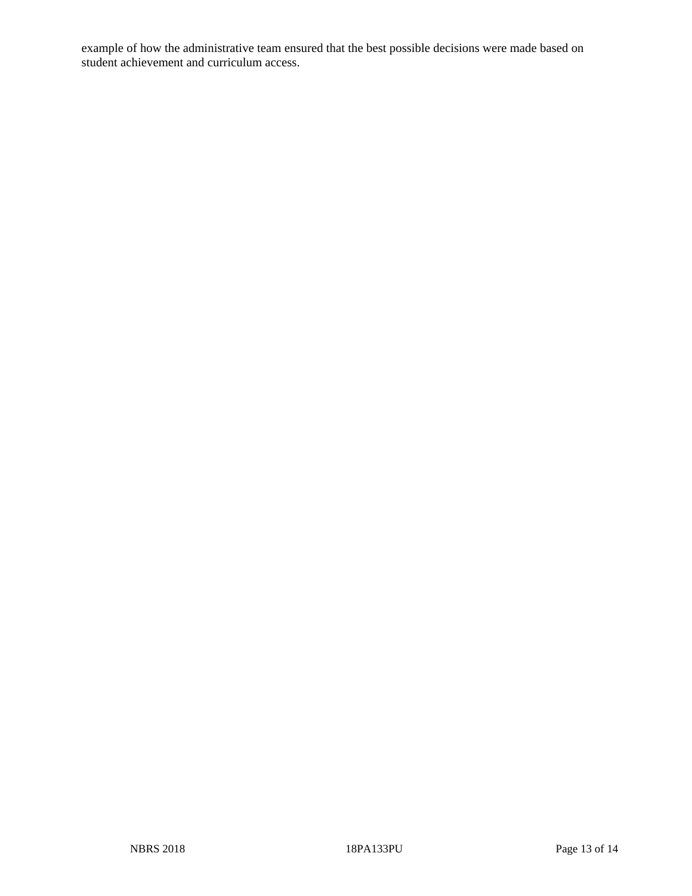example of how the administrative team ensured that the best possible decisions were made based on student achievement and curriculum access.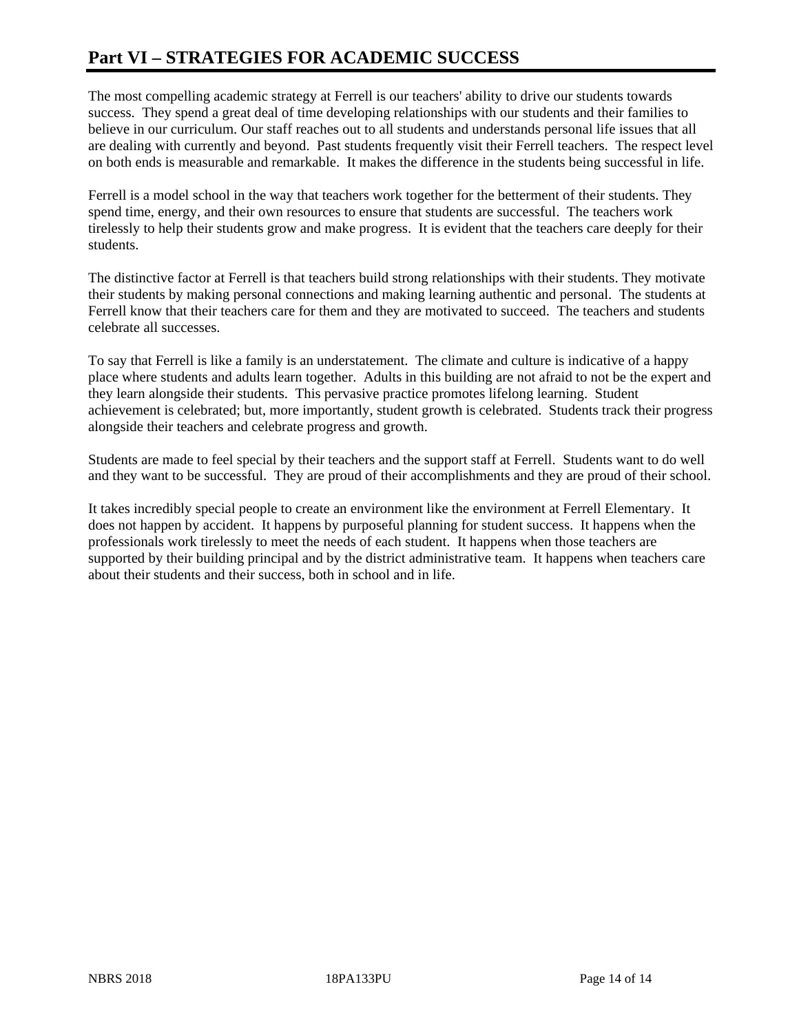# Part VI – STRATEGIES FOR ACADEMIC SUCCESS

The most compelling academic strategy at Ferrell is our teachers' ability to drive our students towards success. They spend a great deal of time developing relationships with our students and their families to believe in our curriculum. Our staff reaches out to all students and understands personal life issues that all are dealing with currently and beyond. Past students frequently visit their Ferrell teachers. The respect level on both ends is measurable and remarkable. It makes the difference in the students being successful in life.

Ferrell is a model school in the way that teachers work together for the betterment of their students. They spend time, energy, and their own resources to ensure that students are successful. The teachers work tirelessly to help their students grow and make progress. It is evident that the teachers care deeply for their students.

The distinctive factor at Ferrell is that teachers build strong relationships with their students. They motivate their students by making personal connections and making learning authentic and personal. The students at Ferrell know that their teachers care for them and they are motivated to succeed. The teachers and students celebrate all successes.

To say that Ferrell is like a family is an understatement. The climate and culture is indicative of a happy place where students and adults learn together. Adults in this building are not afraid to not be the expert and they learn alongside their students. This pervasive practice promotes lifelong learning. Student achievement is celebrated; but, more importantly, student growth is celebrated. Students track their progress alongside their teachers and celebrate progress and growth.

Students are made to feel special by their teachers and the support staff at Ferrell. Students want to do well and they want to be successful. They are proud of their accomplishments and they are proud of their school.

It takes incredibly special people to create an environment like the environment at Ferrell Elementary. It does not happen by accident. It happens by purposeful planning for student success. It happens when the professionals work tirelessly to meet the needs of each student. It happens when those teachers are supported by their building principal and by the district administrative team. It happens when teachers care about their students and their success, both in school and in life.